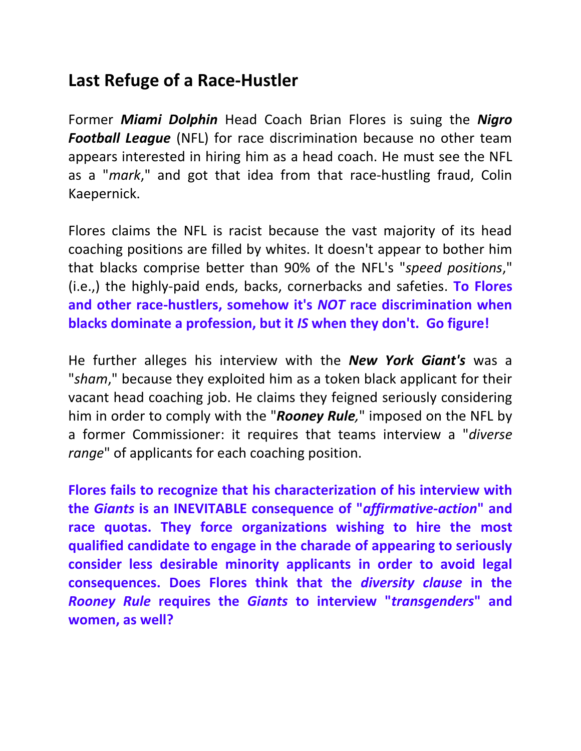## Last Refuge of a Race-Hustler

Former ***Miami Dolphin*** Head Coach Brian Flores is suing the ***Nigro Football League*** (NFL) for race discrimination because no other team appears interested in hiring him as a head coach. He must see the NFL as a "*mark*," and got that idea from that race-hustling fraud, Colin Kaepernick.

Flores claims the NFL is racist because the vast majority of its head coaching positions are filled by whites. It doesn't appear to bother him that blacks comprise better than 90% of the NFL's "*speed positions*," (i.e.,) the highly-paid ends, backs, cornerbacks and safeties. **To Flores and other race-hustlers, somehow it's *NOT* race discrimination when blacks dominate a profession, but it *IS* when they don't. Go figure!**

He further alleges his interview with the ***New York Giant's*** was a "*sham*," because they exploited him as a token black applicant for their vacant head coaching job. He claims they feigned seriously considering him in order to comply with the "***Rooney Rule,***" imposed on the NFL by a former Commissioner: it requires that teams interview a "*diverse range*" of applicants for each coaching position.

**Flores fails to recognize that his characterization of his interview with the *Giants* is an INEVITABLE consequence of "*affirmative-action*" and race quotas. They force organizations wishing to hire the most qualified candidate to engage in the charade of appearing to seriously consider less desirable minority applicants in order to avoid legal consequences. Does Flores think that the *diversity clause* in the *Rooney Rule* requires the *Giants* to interview "*transgenders*" and women, as well?**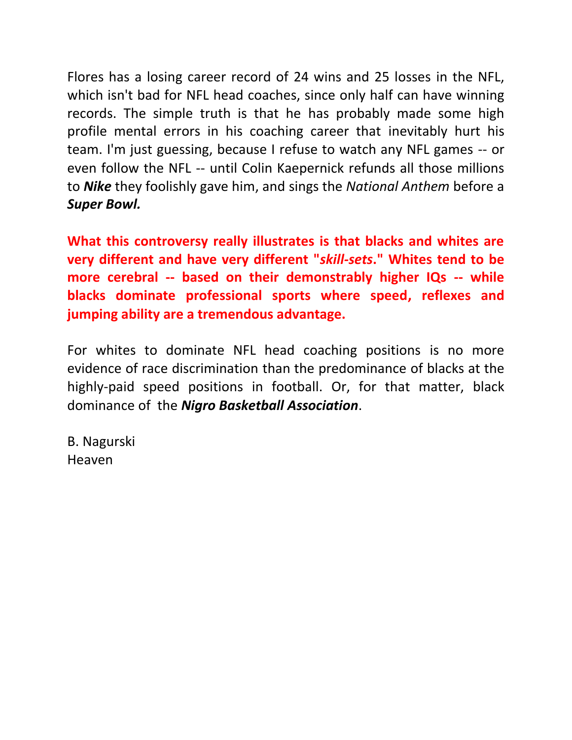Flores has a losing career record of 24 wins and 25 losses in the NFL, which isn't bad for NFL head coaches, since only half can have winning records. The simple truth is that he has probably made some high profile mental errors in his coaching career that inevitably hurt his team. I'm just guessing, because I refuse to watch any NFL games -- or even follow the NFL -- until Colin Kaepernick refunds all those millions to ***Nike*** they foolishly gave him, and sings the *National Anthem* before a ***Super Bowl.***

**What this controversy really illustrates is that blacks and whites are very different and have very different "*skill-sets*." Whites tend to be more cerebral -- based on their demonstrably higher IQs -- while blacks dominate professional sports where speed, reflexes and jumping ability are a tremendous advantage.**

For whites to dominate NFL head coaching positions is no more evidence of race discrimination than the predominance of blacks at the highly-paid speed positions in football. Or, for that matter, black dominance of the ***Nigro Basketball Association***.

B. Nagurski
Heaven